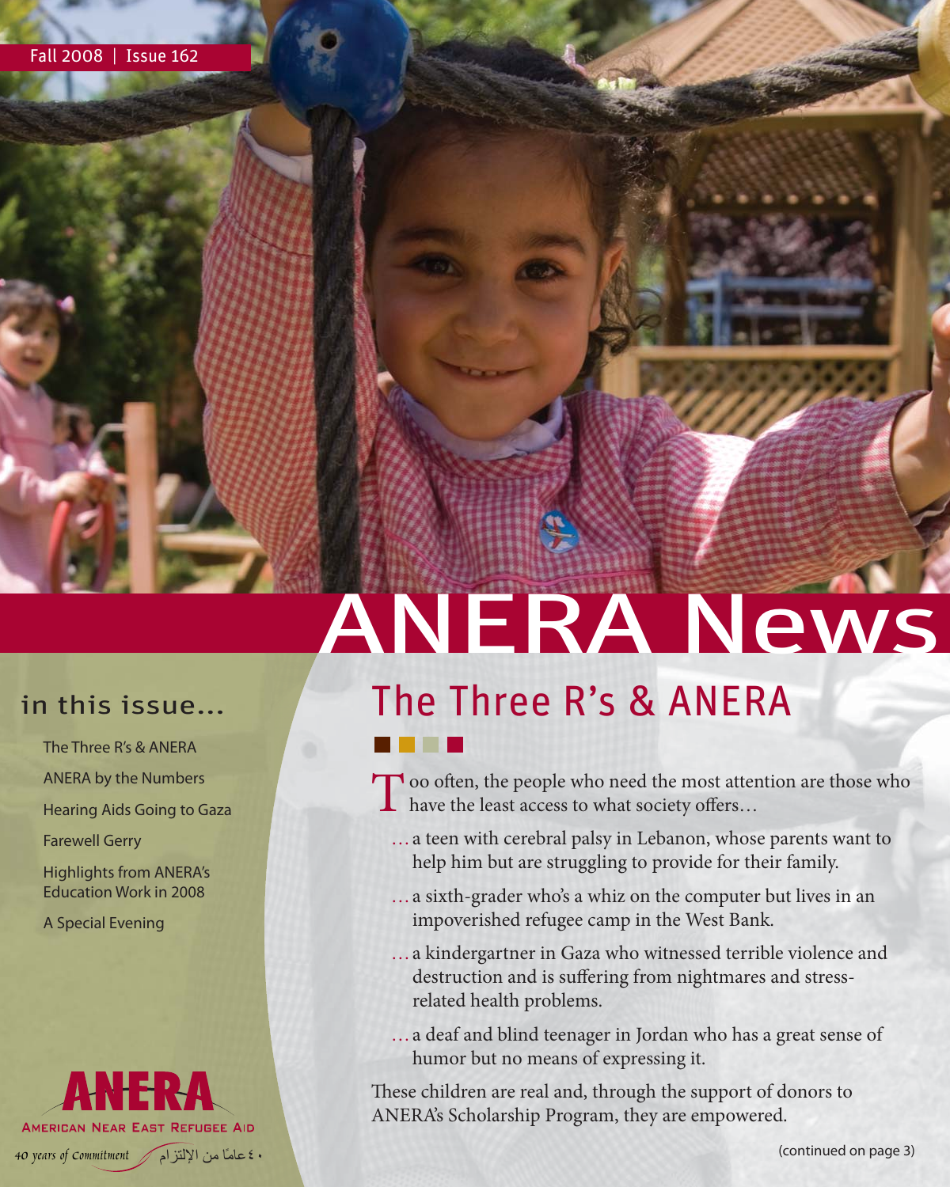Fall 2008 | Issue 162

# ANERA News

## in this issue...

- The Three R's & ANERA
- ANERA by the Numbers
- Hearing Aids Going to Gaza
- Farewell Gerry
- Highlights from ANERA's Education Work in 2008
- A Special Evening

ANERA

American Near East Refugee Aid

40 years of Commitment ٤٠ عاماً من الإلتزام

## The Three R's & ANERA

Too often, the people who need the most attention are those who have the least access to what society offers…

…a teen with cerebral palsy in Lebanon, whose parents want to help him but are struggling to provide for their family.

…a sixth-grader who's a whiz on the computer but lives in an impoverished refugee camp in the West Bank.

…a kindergartner in Gaza who witnessed terrible violence and destruction and is suffering from nightmares and stress-related health problems.

…a deaf and blind teenager in Jordan who has a great sense of humor but no means of expressing it.

These children are real and, through the support of donors to ANERA's Scholarship Program, they are empowered.

(continued on page 3)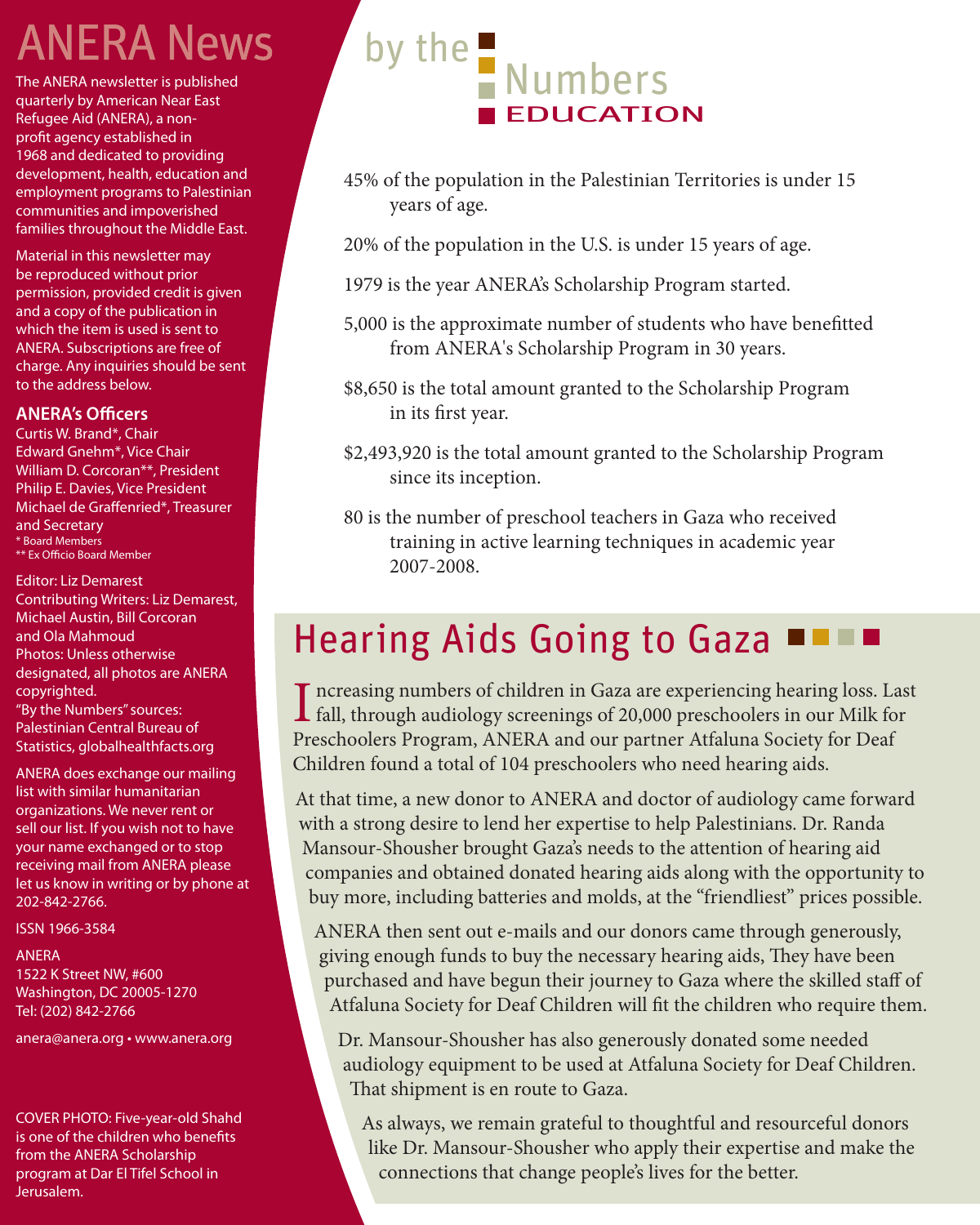# ANERA News

The ANERA newsletter is published quarterly by American Near East Refugee Aid (ANERA), a non-profit agency established in 1968 and dedicated to providing development, health, education and employment programs to Palestinian communities and impoverished families throughout the Middle East.

Material in this newsletter may be reproduced without prior permission, provided credit is given and a copy of the publication in which the item is used is sent to ANERA. Subscriptions are free of charge. Any inquiries should be sent to the address below.

**ANERA's Officers**

Curtis W. Brand*, Chair
Edward Gnehm*, Vice Chair
William D. Corcoran**, President
Philip E. Davies, Vice President
Michael de Graffenried*, Treasurer and Secretary
* Board Members
** Ex Officio Board Member

Editor: Liz Demarest
Contributing Writers: Liz Demarest, Michael Austin, Bill Corcoran and Ola Mahmoud
Photos: Unless otherwise designated, all photos are ANERA copyrighted.
"By the Numbers" sources: Palestinian Central Bureau of Statistics, globalhealthfacts.org

ANERA does exchange our mailing list with similar humanitarian organizations. We never rent or sell our list. If you wish not to have your name exchanged or to stop receiving mail from ANERA please let us know in writing or by phone at 202-842-2766.

ISSN 1966-3584

ANERA
1522 K Street NW, #600
Washington, DC 20005-1270
Tel: (202) 842-2766

anera@anera.org • www.anera.org

COVER PHOTO: Five-year-old Shahd is one of the children who benefits from the ANERA Scholarship program at Dar El Tifel School in Jerusalem.

## by the Numbers EDUCATION

45% of the population in the Palestinian Territories is under 15 years of age.

20% of the population in the U.S. is under 15 years of age.

1979 is the year ANERA's Scholarship Program started.

5,000 is the approximate number of students who have benefitted from ANERA's Scholarship Program in 30 years.

$8,650 is the total amount granted to the Scholarship Program in its first year.

$2,493,920 is the total amount granted to the Scholarship Program since its inception.

80 is the number of preschool teachers in Gaza who received training in active learning techniques in academic year 2007-2008.

## Hearing Aids Going to Gaza

Increasing numbers of children in Gaza are experiencing hearing loss. Last fall, through audiology screenings of 20,000 preschoolers in our Milk for Preschoolers Program, ANERA and our partner Atfaluna Society for Deaf Children found a total of 104 preschoolers who need hearing aids.

At that time, a new donor to ANERA and doctor of audiology came forward with a strong desire to lend her expertise to help Palestinians. Dr. Randa Mansour-Shousher brought Gaza's needs to the attention of hearing aid companies and obtained donated hearing aids along with the opportunity to buy more, including batteries and molds, at the "friendliest" prices possible.

ANERA then sent out e-mails and our donors came through generously, giving enough funds to buy the necessary hearing aids, They have been purchased and have begun their journey to Gaza where the skilled staff of Atfaluna Society for Deaf Children will fit the children who require them.

Dr. Mansour-Shousher has also generously donated some needed audiology equipment to be used at Atfaluna Society for Deaf Children. That shipment is en route to Gaza.

As always, we remain grateful to thoughtful and resourceful donors like Dr. Mansour-Shousher who apply their expertise and make the connections that change people's lives for the better.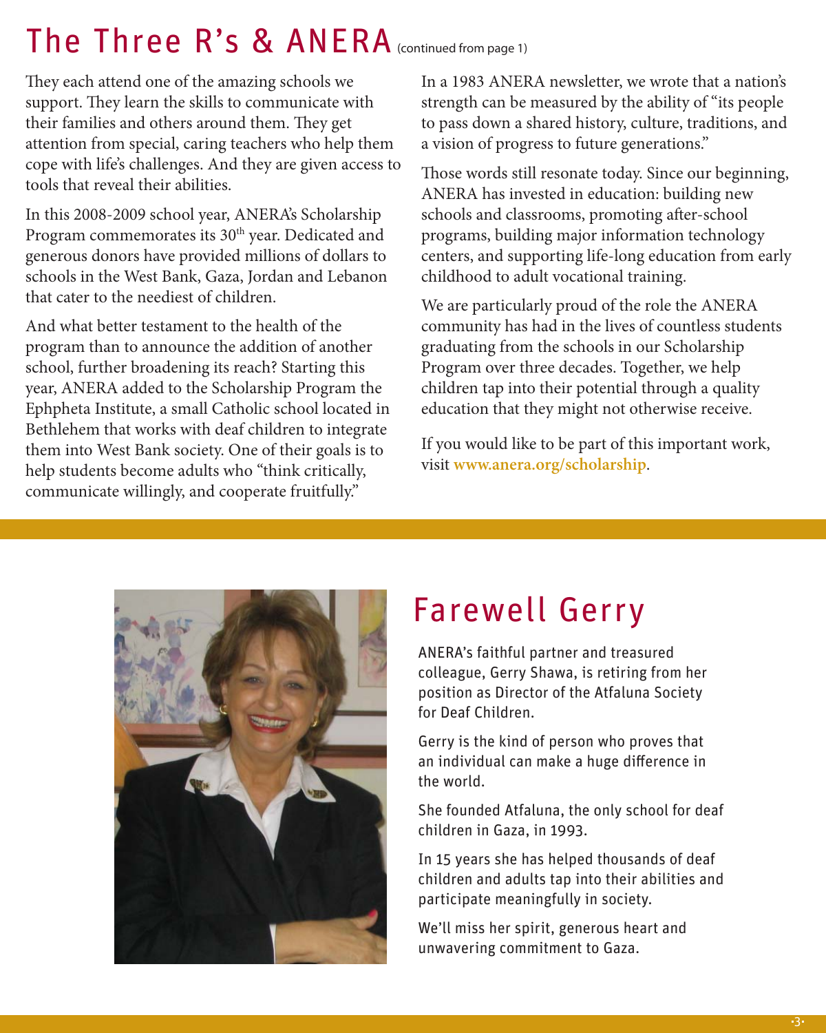# The Three R's & ANERA (continued from page 1)

They each attend one of the amazing schools we support. They learn the skills to communicate with their families and others around them. They get attention from special, caring teachers who help them cope with life's challenges. And they are given access to tools that reveal their abilities.

In this 2008-2009 school year, ANERA's Scholarship Program commemorates its 30th year. Dedicated and generous donors have provided millions of dollars to schools in the West Bank, Gaza, Jordan and Lebanon that cater to the neediest of children.

And what better testament to the health of the program than to announce the addition of another school, further broadening its reach? Starting this year, ANERA added to the Scholarship Program the Ephpheta Institute, a small Catholic school located in Bethlehem that works with deaf children to integrate them into West Bank society. One of their goals is to help students become adults who "think critically, communicate willingly, and cooperate fruitfully."

In a 1983 ANERA newsletter, we wrote that a nation's strength can be measured by the ability of "its people to pass down a shared history, culture, traditions, and a vision of progress to future generations."

Those words still resonate today. Since our beginning, ANERA has invested in education: building new schools and classrooms, promoting after-school programs, building major information technology centers, and supporting life-long education from early childhood to adult vocational training.

We are particularly proud of the role the ANERA community has had in the lives of countless students graduating from the schools in our Scholarship Program over three decades. Together, we help children tap into their potential through a quality education that they might not otherwise receive.

If you would like to be part of this important work, visit **www.anera.org/scholarship**.

# Farewell Gerry

ANERA's faithful partner and treasured colleague, Gerry Shawa, is retiring from her position as Director of the Atfaluna Society for Deaf Children.

Gerry is the kind of person who proves that an individual can make a huge difference in the world.

She founded Atfaluna, the only school for deaf children in Gaza, in 1993.

In 15 years she has helped thousands of deaf children and adults tap into their abilities and participate meaningfully in society.

We'll miss her spirit, generous heart and unwavering commitment to Gaza.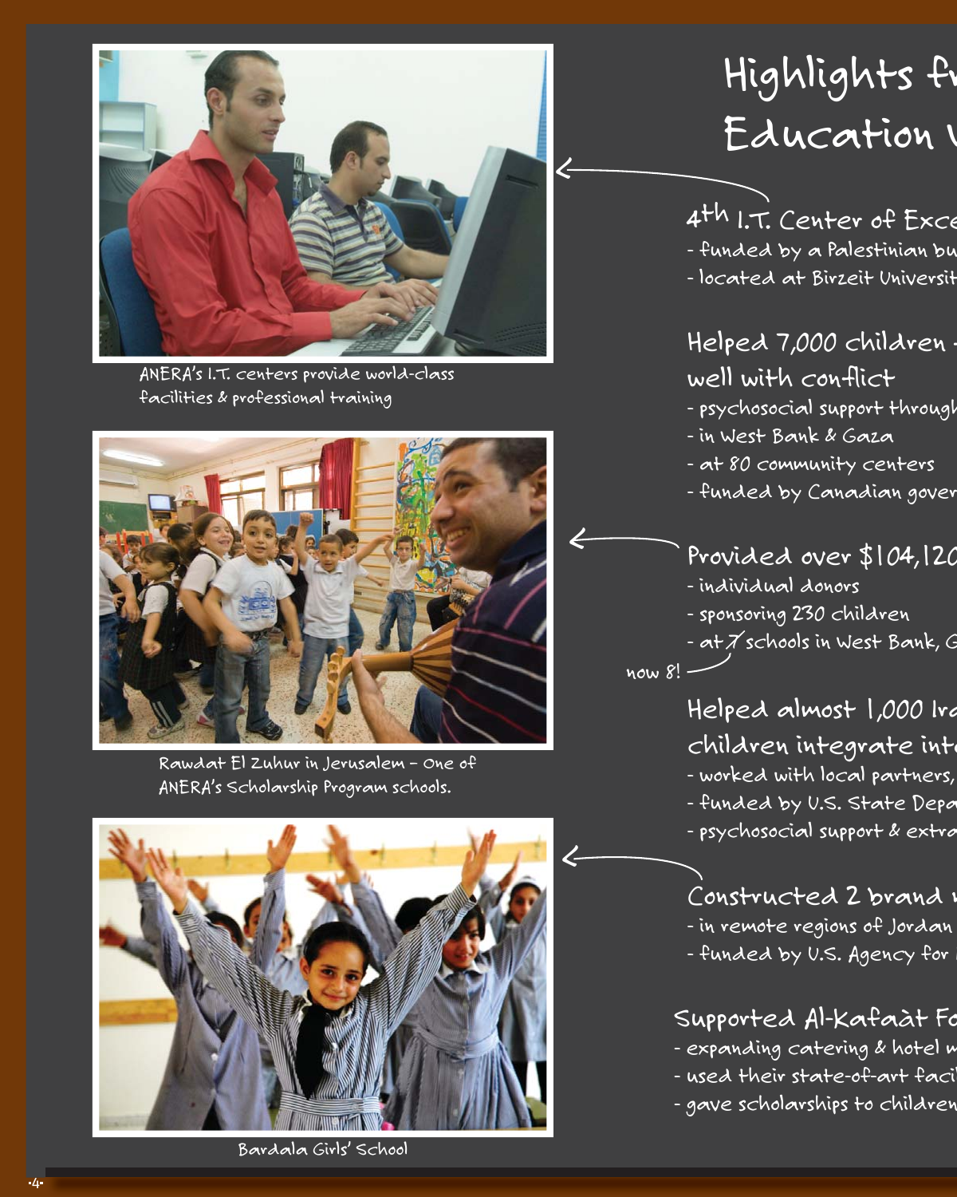ANERA's I.T. centers provide world-class facilities & professional training

Rawdat El Zuhur in Jerusalem – One of ANERA's Scholarship Program schools.

Bardala Girls' School

# Highlights fr
# Education w

## 4th I.T. Center of Exce

- funded by a Palestinian bu
- located at Birzeit Universit

## Helped 7,000 children – well with conflict

- psychosocial support through
- in West Bank & Gaza
- at 80 community centers
- funded by Canadian gover

## Provided over $104,120

- individual donors
- sponsoring 230 children
- at ~~7~~ schools in West Bank, G

now 8!

## Helped almost 1,000 Ira children integrate into

- worked with local partners,
- funded by U.S. State Depa
- psychosocial support & extra

## Constructed 2 brand

- in remote regions of Jordan
- funded by U.S. Agency for

## Supported Al-Kafaàt Fo

- expanding catering & hotel m
- used their state-of-art facil
- gave scholarships to children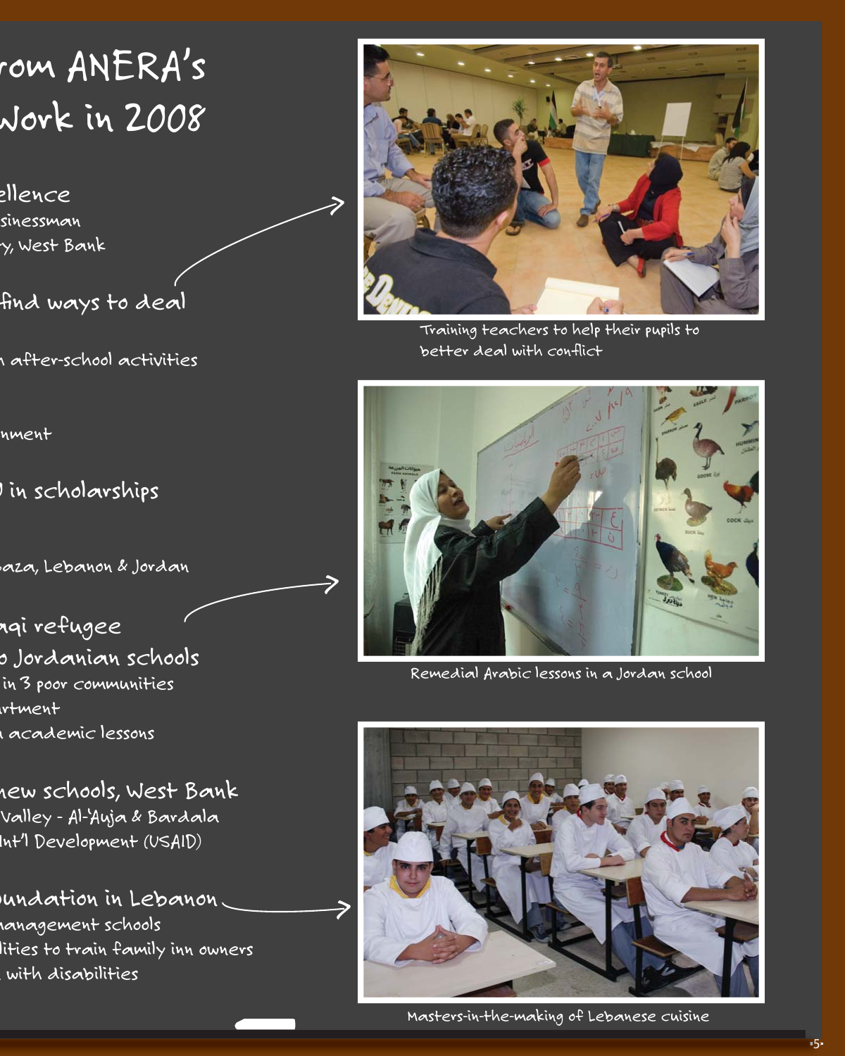# rom ANERA's Work in 2008

ellence

sinessman

y, West Bank

find ways to deal

n after-school activities

nment

) in scholarships

Gaza, Lebanon & Jordan

aqi refugee

o Jordanian schools

in 3 poor communities

artment

n academic lessons

new schools, West Bank

Valley - Al-'Auja & Bardala

Int'l Development (USAID)

oundation in Lebanon

management schools

lities to train family inn owners

with disabilities

Training teachers to help their pupils to better deal with conflict

Remedial Arabic lessons in a Jordan school

Masters-in-the-making of Lebanese cuisine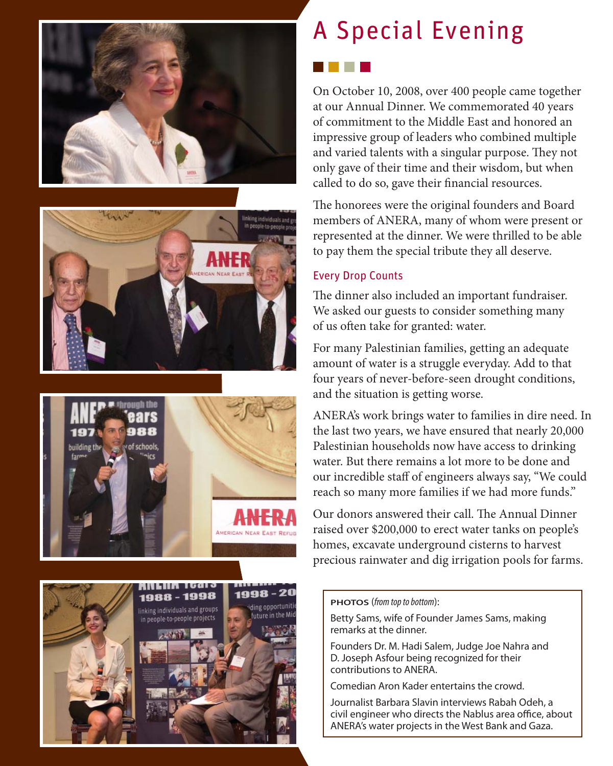# A Special Evening

On October 10, 2008, over 400 people came together at our Annual Dinner. We commemorated 40 years of commitment to the Middle East and honored an impressive group of leaders who combined multiple and varied talents with a singular purpose. They not only gave of their time and their wisdom, but when called to do so, gave their financial resources.

The honorees were the original founders and Board members of ANERA, many of whom were present or represented at the dinner. We were thrilled to be able to pay them the special tribute they all deserve.

## Every Drop Counts

The dinner also included an important fundraiser. We asked our guests to consider something many of us often take for granted: water.

For many Palestinian families, getting an adequate amount of water is a struggle everyday. Add to that four years of never-before-seen drought conditions, and the situation is getting worse.

ANERA's work brings water to families in dire need. In the last two years, we have ensured that nearly 20,000 Palestinian households now have access to drinking water. But there remains a lot more to be done and our incredible staff of engineers always say, "We could reach so many more families if we had more funds."

Our donors answered their call. The Annual Dinner raised over $200,000 to erect water tanks on people's homes, excavate underground cisterns to harvest precious rainwater and dig irrigation pools for farms.

**PHOTOS** (*from top to bottom*):

Betty Sams, wife of Founder James Sams, making remarks at the dinner.

Founders Dr. M. Hadi Salem, Judge Joe Nahra and D. Joseph Asfour being recognized for their contributions to ANERA.

Comedian Aron Kader entertains the crowd.

Journalist Barbara Slavin interviews Rabah Odeh, a civil engineer who directs the Nablus area office, about ANERA's water projects in the West Bank and Gaza.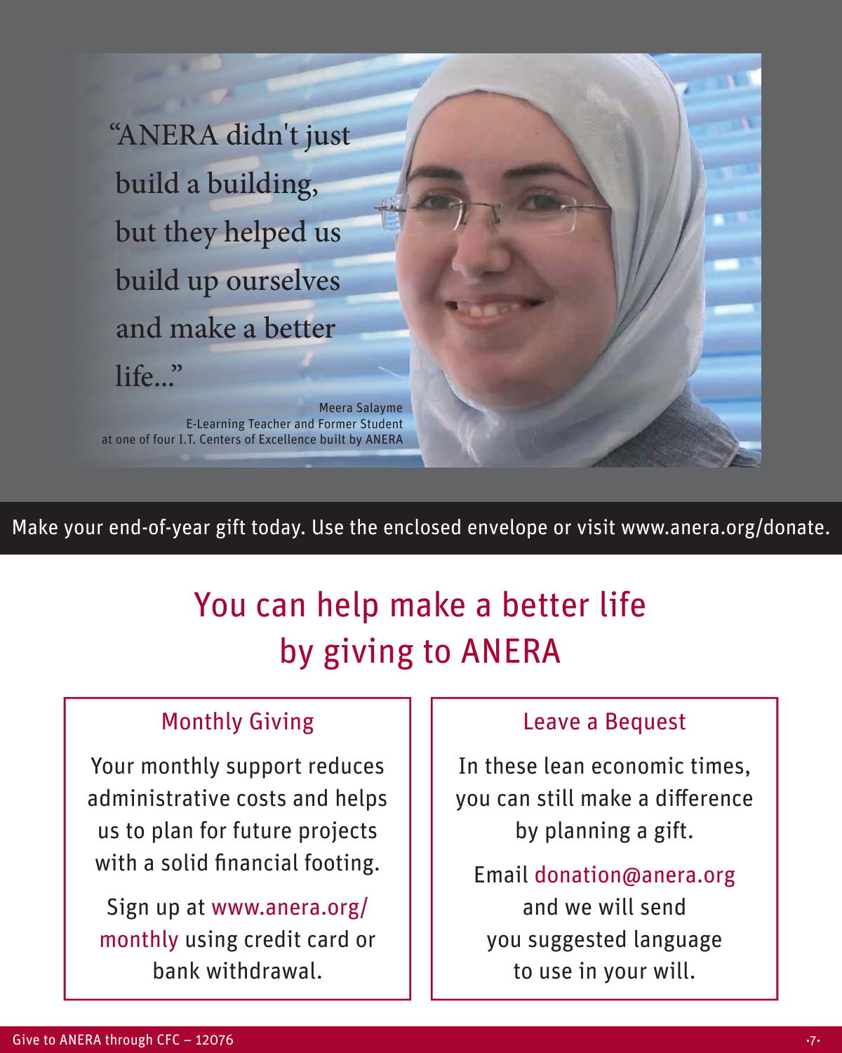"ANERA didn't just build a building, but they helped us build up ourselves and make a better life..."

Meera Salayme
E-Learning Teacher and Former Student
at one of four I.T. Centers of Excellence built by ANERA

Make your end-of-year gift today. Use the enclosed envelope or visit www.anera.org/donate.

# You can help make a better life by giving to ANERA

## Monthly Giving

Your monthly support reduces administrative costs and helps us to plan for future projects with a solid financial footing.

Sign up at www.anera.org/monthly using credit card or bank withdrawal.

## Leave a Bequest

In these lean economic times, you can still make a difference by planning a gift.

Email donation@anera.org and we will send you suggested language to use in your will.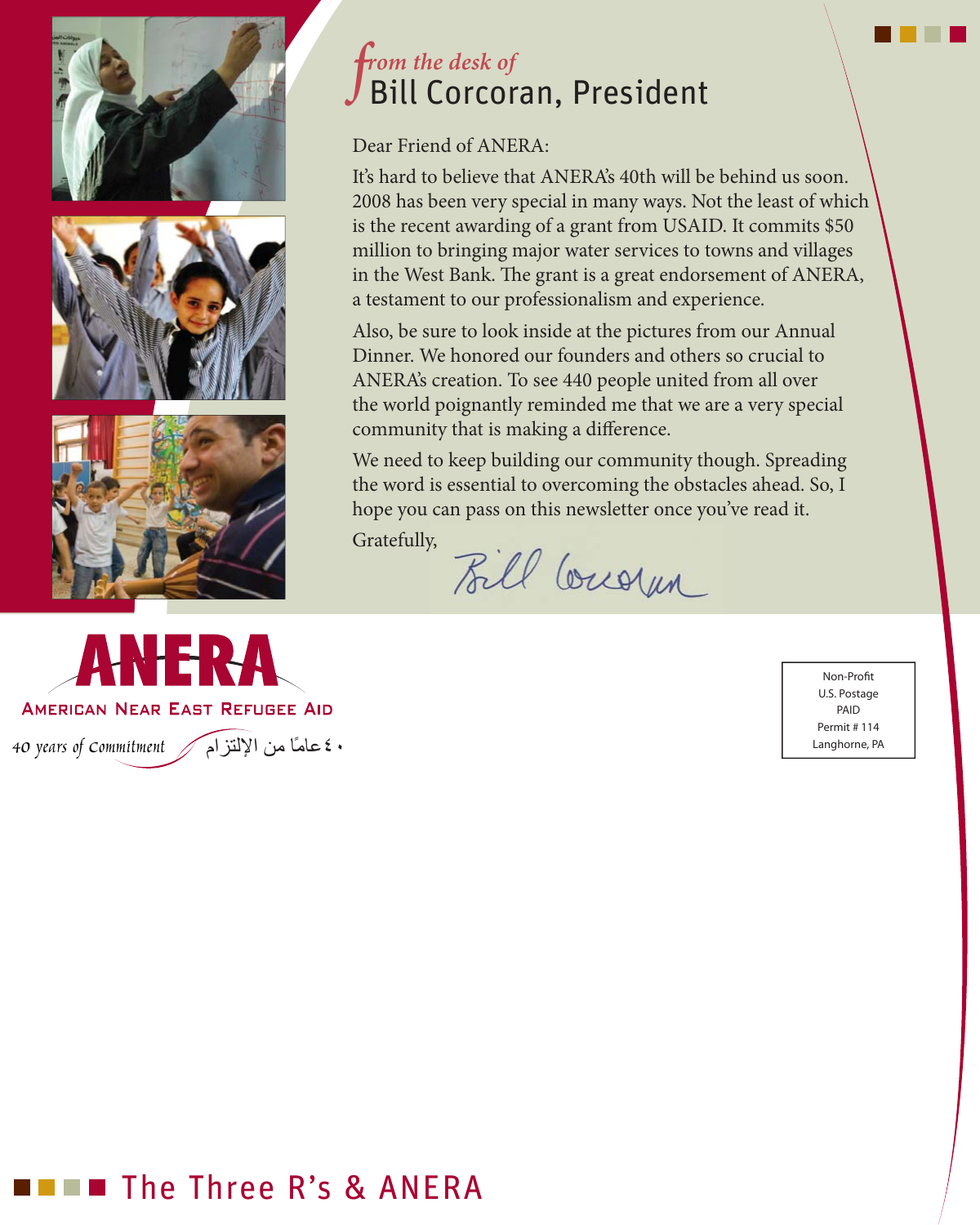## *from the desk of* Bill Corcoran, President

Dear Friend of ANERA:

It's hard to believe that ANERA's 40th will be behind us soon. 2008 has been very special in many ways. Not the least of which is the recent awarding of a grant from USAID. It commits $50 million to bringing major water services to towns and villages in the West Bank. The grant is a great endorsement of ANERA, a testament to our professionalism and experience.

Also, be sure to look inside at the pictures from our Annual Dinner. We honored our founders and others so crucial to ANERA's creation. To see 440 people united from all over the world poignantly reminded me that we are a very special community that is making a difference.

We need to keep building our community though. Spreading the word is essential to overcoming the obstacles ahead. So, I hope you can pass on this newsletter once you've read it.

Gratefully,

Bill Corcoran

# ANERA

American Near East Refugee Aid

*40 years of Commitment* ٤٠ عامًا من الإلتزام

Non-Profit
U.S. Postage
PAID
Permit # 114
Langhorne, PA

## The Three R's & ANERA